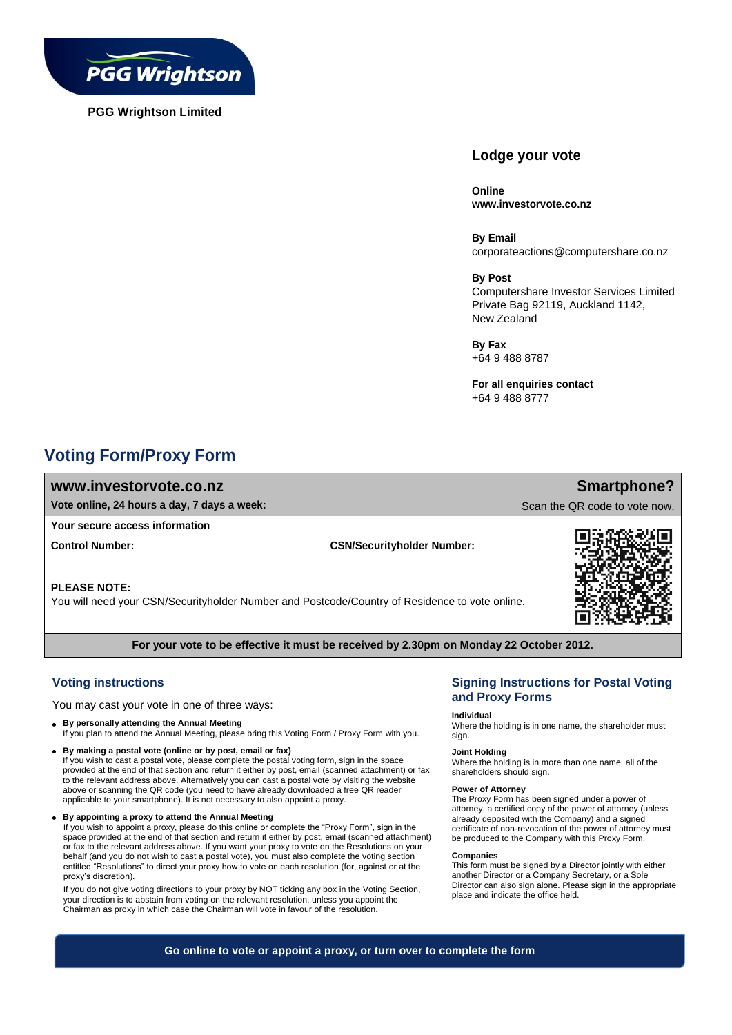PGG Wrightson

**PGG Wrightson Limited**

## Lodge your vote

**Online**
**www.investorvote.co.nz**

**By Email**
corporateactions@computershare.co.nz

**By Post**
Computershare Investor Services Limited
Private Bag 92119, Auckland 1142,
New Zealand

**By Fax**
+64 9 488 8787

**For all enquiries contact**
+64 9 488 8777

# Voting Form/Proxy Form

**www.investorvote.co.nz**

**Vote online, 24 hours a day, 7 days a week:**

**Smartphone?**

Scan the QR code to vote now.

**Your secure access information**

**Control Number:** **CSN/Securityholder Number:**

**PLEASE NOTE:**
You will need your CSN/Securityholder Number and Postcode/Country of Residence to vote online.

**For your vote to be effective it must be received by 2.30pm on Monday 22 October 2012.**

## Voting instructions

You may cast your vote in one of three ways:

- **By personally attending the Annual Meeting**
  If you plan to attend the Annual Meeting, please bring this Voting Form / Proxy Form with you.
- **By making a postal vote (online or by post, email or fax)**
  If you wish to cast a postal vote, please complete the postal voting form, sign in the space provided at the end of that section and return it either by post, email (scanned attachment) or fax to the relevant address above. Alternatively you can cast a postal vote by visiting the website above or scanning the QR code (you need to have already downloaded a free QR reader applicable to your smartphone). It is not necessary to also appoint a proxy.
- **By appointing a proxy to attend the Annual Meeting**
  If you wish to appoint a proxy, please do this online or complete the "Proxy Form", sign in the space provided at the end of that section and return it either by post, email (scanned attachment) or fax to the relevant address above. If you want your proxy to vote on the Resolutions on your behalf (and you do not wish to cast a postal vote), you must also complete the voting section entitled "Resolutions" to direct your proxy how to vote on each resolution (for, against or at the proxy's discretion).

  If you do not give voting directions to your proxy by NOT ticking any box in the Voting Section, your direction is to abstain from voting on the relevant resolution, unless you appoint the Chairman as proxy in which case the Chairman will vote in favour of the resolution.

## Signing Instructions for Postal Voting and Proxy Forms

**Individual**
Where the holding is in one name, the shareholder must sign.

**Joint Holding**
Where the holding is in more than one name, all of the shareholders should sign.

**Power of Attorney**
The Proxy Form has been signed under a power of attorney, a certified copy of the power of attorney (unless already deposited with the Company) and a signed certificate of non-revocation of the power of attorney must be produced to the Company with this Proxy Form.

**Companies**
This form must be signed by a Director jointly with either another Director or a Company Secretary, or a Sole Director can also sign alone. Please sign in the appropriate place and indicate the office held.

**Go online to vote or appoint a proxy, or turn over to complete the form**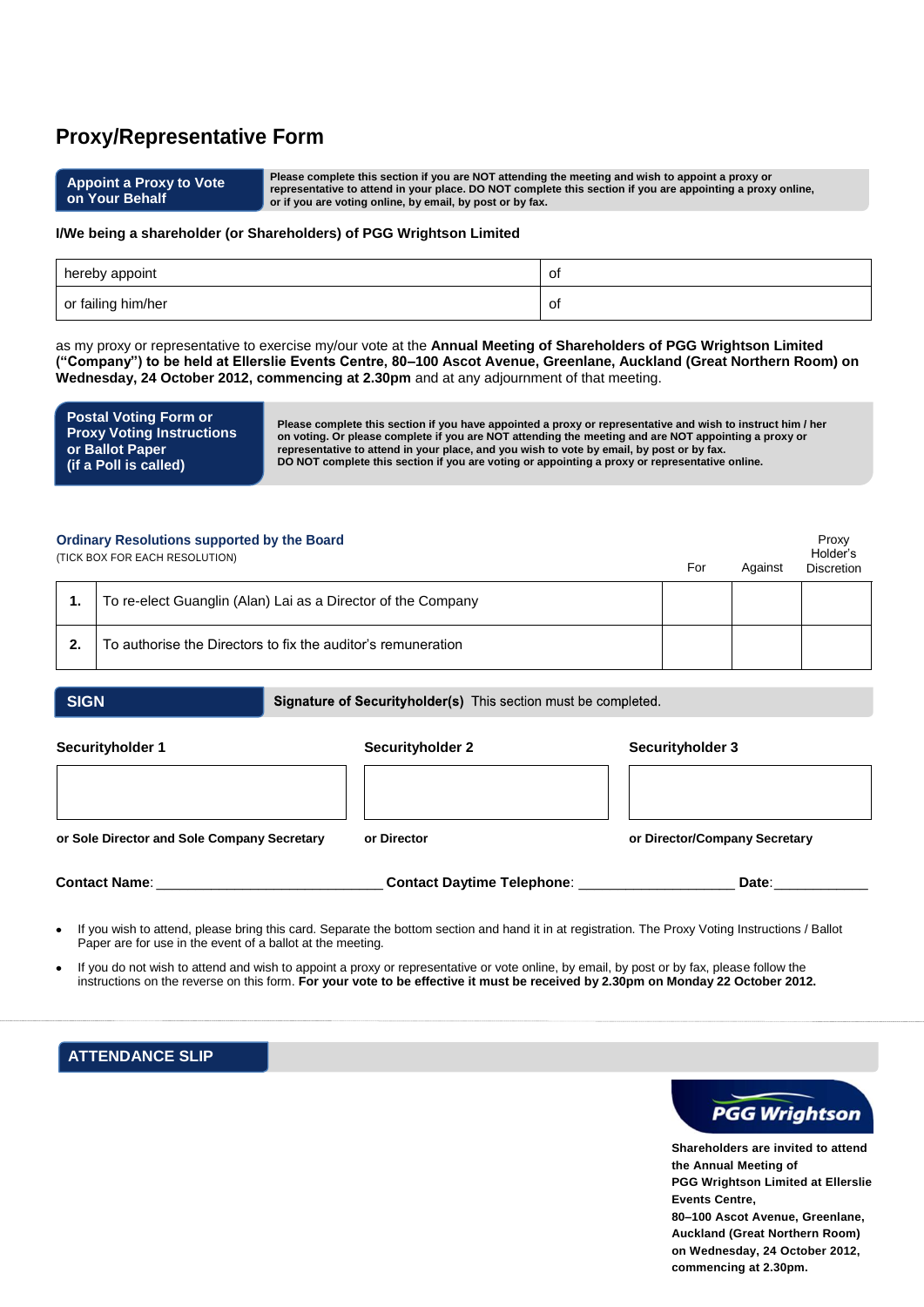# Proxy/Representative Form

**Appoint a Proxy to Vote on Your Behalf**

**Please complete this section if you are NOT attending the meeting and wish to appoint a proxy or representative to attend in your place. DO NOT complete this section if you are appointing a proxy online, or if you are voting online, by email, by post or by fax.**

**I/We being a shareholder (or Shareholders) of PGG Wrightson Limited**

| | |
|---|---|
| hereby appoint | of |
| or failing him/her | of |

as my proxy or representative to exercise my/our vote at the **Annual Meeting of Shareholders of PGG Wrightson Limited ("Company") to be held at Ellerslie Events Centre, 80–100 Ascot Avenue, Greenlane, Auckland (Great Northern Room) on Wednesday, 24 October 2012, commencing at 2.30pm** and at any adjournment of that meeting.

**Postal Voting Form or Proxy Voting Instructions or Ballot Paper (if a Poll is called)**

**Please complete this section if you have appointed a proxy or representative and wish to instruct him / her on voting. Or please complete if you are NOT attending the meeting and are NOT appointing a proxy or representative to attend in your place, and you wish to vote by email, by post or by fax. DO NOT complete this section if you are voting or appointing a proxy or representative online.**

**Ordinary Resolutions supported by the Board**

(TICK BOX FOR EACH RESOLUTION)

| | | For | Against | Proxy Holder's Discretion |
|---|---|---|---|---|
| **1.** | To re-elect Guanglin (Alan) Lai as a Director of the Company | | | |
| **2.** | To authorise the Directors to fix the auditor's remuneration | | | |

**SIGN**

**Signature of Securityholder(s)** This section must be completed.

| Securityholder 1 | Securityholder 2 | Securityholder 3 |
|---|---|---|
| | | |
| **or Sole Director and Sole Company Secretary** | **or Director** | **or Director/Company Secretary** |

**Contact Name**: ____________________________ **Contact Daytime Telephone**: ____________________ **Date**:____________

- If you wish to attend, please bring this card. Separate the bottom section and hand it in at registration. The Proxy Voting Instructions / Ballot Paper are for use in the event of a ballot at the meeting.
- If you do not wish to attend and wish to appoint a proxy or representative or vote online, by email, by post or by fax, please follow the instructions on the reverse on this form. **For your vote to be effective it must be received by 2.30pm on Monday 22 October 2012.**

## ATTENDANCE SLIP

PGG Wrightson

**Shareholders are invited to attend the Annual Meeting of PGG Wrightson Limited at Ellerslie Events Centre, 80–100 Ascot Avenue, Greenlane, Auckland (Great Northern Room) on Wednesday, 24 October 2012, commencing at 2.30pm.**